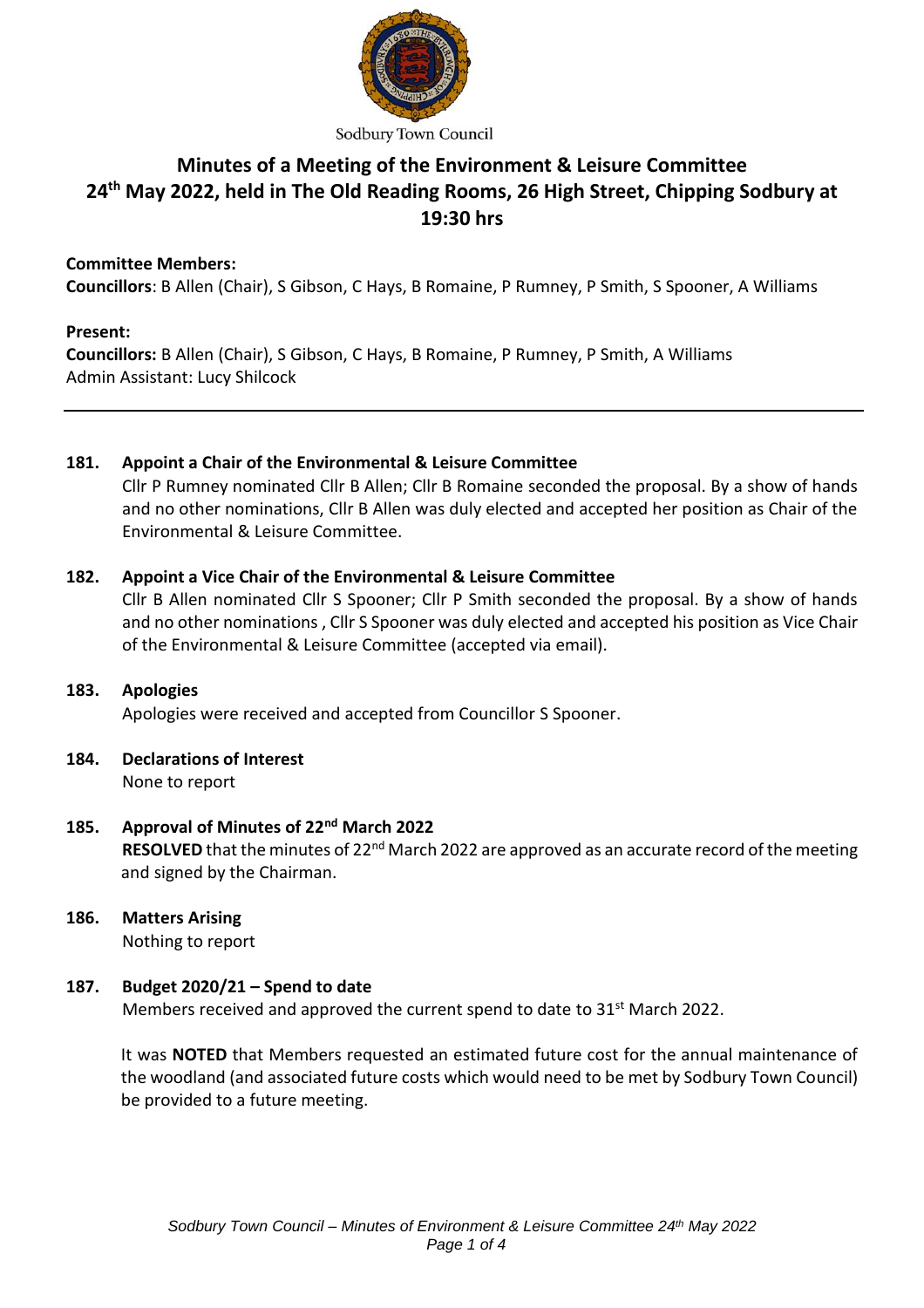Sodbury Town Council

# Minutes of a Meeting of the Environment & Leisure Committee 24th May 2022, held in The Old Reading Rooms, 26 High Street, Chipping Sodbury at 19:30 hrs

**Committee Members:**
**Councillors**: B Allen (Chair), S Gibson, C Hays, B Romaine, P Rumney, P Smith, S Spooner, A Williams

**Present:**
**Councillors:** B Allen (Chair), S Gibson, C Hays, B Romaine, P Rumney, P Smith, A Williams
Admin Assistant: Lucy Shilcock

---

**181. Appoint a Chair of the Environmental & Leisure Committee**

Cllr P Rumney nominated Cllr B Allen; Cllr B Romaine seconded the proposal. By a show of hands and no other nominations, Cllr B Allen was duly elected and accepted her position as Chair of the Environmental & Leisure Committee.

**182. Appoint a Vice Chair of the Environmental & Leisure Committee**

Cllr B Allen nominated Cllr S Spooner; Cllr P Smith seconded the proposal. By a show of hands and no other nominations , Cllr S Spooner was duly elected and accepted his position as Vice Chair of the Environmental & Leisure Committee (accepted via email).

**183. Apologies**

Apologies were received and accepted from Councillor S Spooner.

**184. Declarations of Interest**

None to report

**185. Approval of Minutes of 22nd March 2022**

**RESOLVED** that the minutes of 22nd March 2022 are approved as an accurate record of the meeting and signed by the Chairman.

**186. Matters Arising**

Nothing to report

**187. Budget 2020/21 – Spend to date**

Members received and approved the current spend to date to 31st March 2022.

It was **NOTED** that Members requested an estimated future cost for the annual maintenance of the woodland (and associated future costs which would need to be met by Sodbury Town Council) be provided to a future meeting.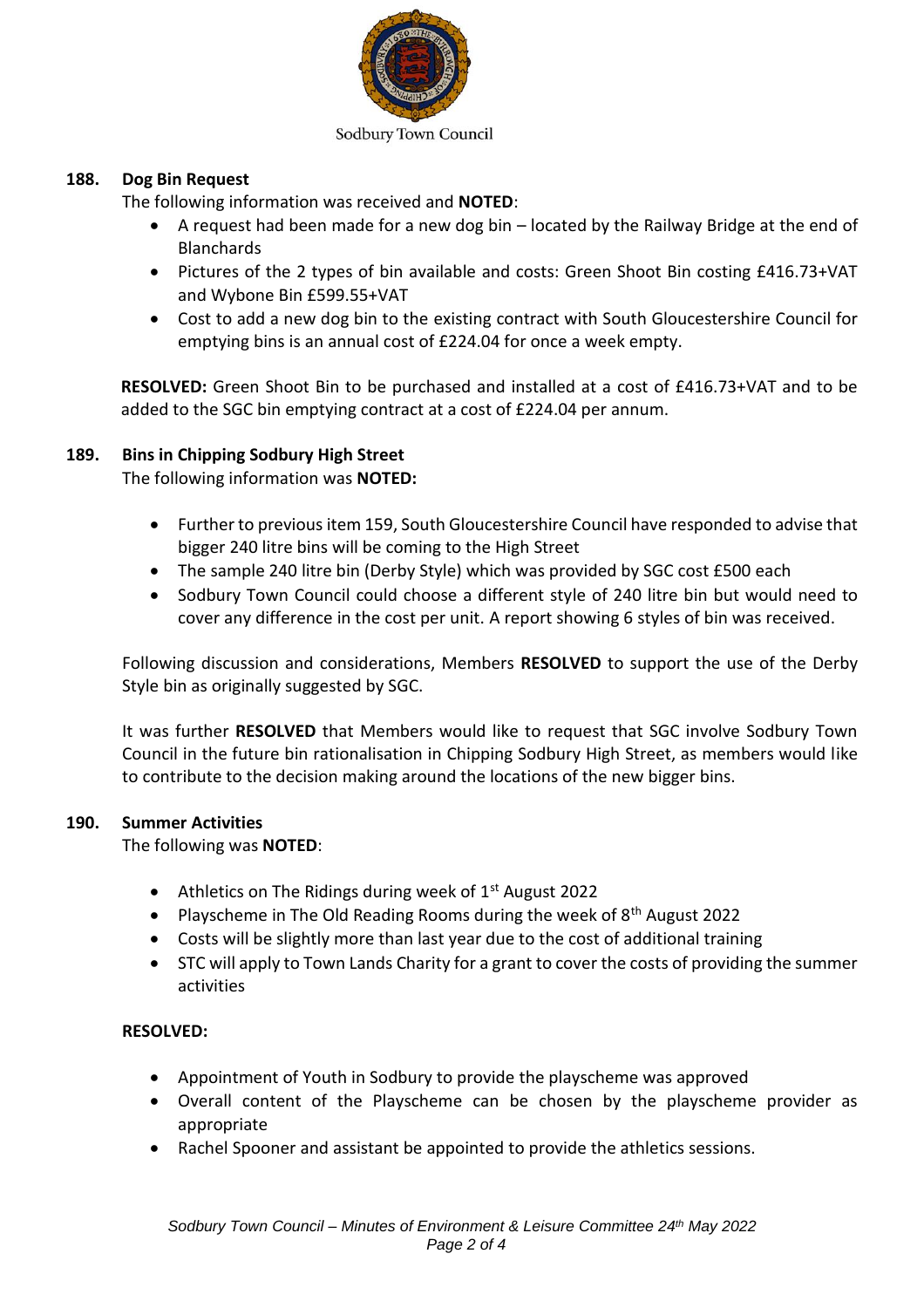Sodbury Town Council

### 188. Dog Bin Request

The following information was received and **NOTED**:

- A request had been made for a new dog bin – located by the Railway Bridge at the end of Blanchards
- Pictures of the 2 types of bin available and costs: Green Shoot Bin costing £416.73+VAT and Wybone Bin £599.55+VAT
- Cost to add a new dog bin to the existing contract with South Gloucestershire Council for emptying bins is an annual cost of £224.04 for once a week empty.

**RESOLVED:** Green Shoot Bin to be purchased and installed at a cost of £416.73+VAT and to be added to the SGC bin emptying contract at a cost of £224.04 per annum.

### 189. Bins in Chipping Sodbury High Street

The following information was **NOTED:**

- Further to previous item 159, South Gloucestershire Council have responded to advise that bigger 240 litre bins will be coming to the High Street
- The sample 240 litre bin (Derby Style) which was provided by SGC cost £500 each
- Sodbury Town Council could choose a different style of 240 litre bin but would need to cover any difference in the cost per unit. A report showing 6 styles of bin was received.

Following discussion and considerations, Members **RESOLVED** to support the use of the Derby Style bin as originally suggested by SGC.

It was further **RESOLVED** that Members would like to request that SGC involve Sodbury Town Council in the future bin rationalisation in Chipping Sodbury High Street, as members would like to contribute to the decision making around the locations of the new bigger bins.

### 190. Summer Activities

The following was **NOTED**:

- Athletics on The Ridings during week of 1st August 2022
- Playscheme in The Old Reading Rooms during the week of 8th August 2022
- Costs will be slightly more than last year due to the cost of additional training
- STC will apply to Town Lands Charity for a grant to cover the costs of providing the summer activities

**RESOLVED:**

- Appointment of Youth in Sodbury to provide the playscheme was approved
- Overall content of the Playscheme can be chosen by the playscheme provider as appropriate
- Rachel Spooner and assistant be appointed to provide the athletics sessions.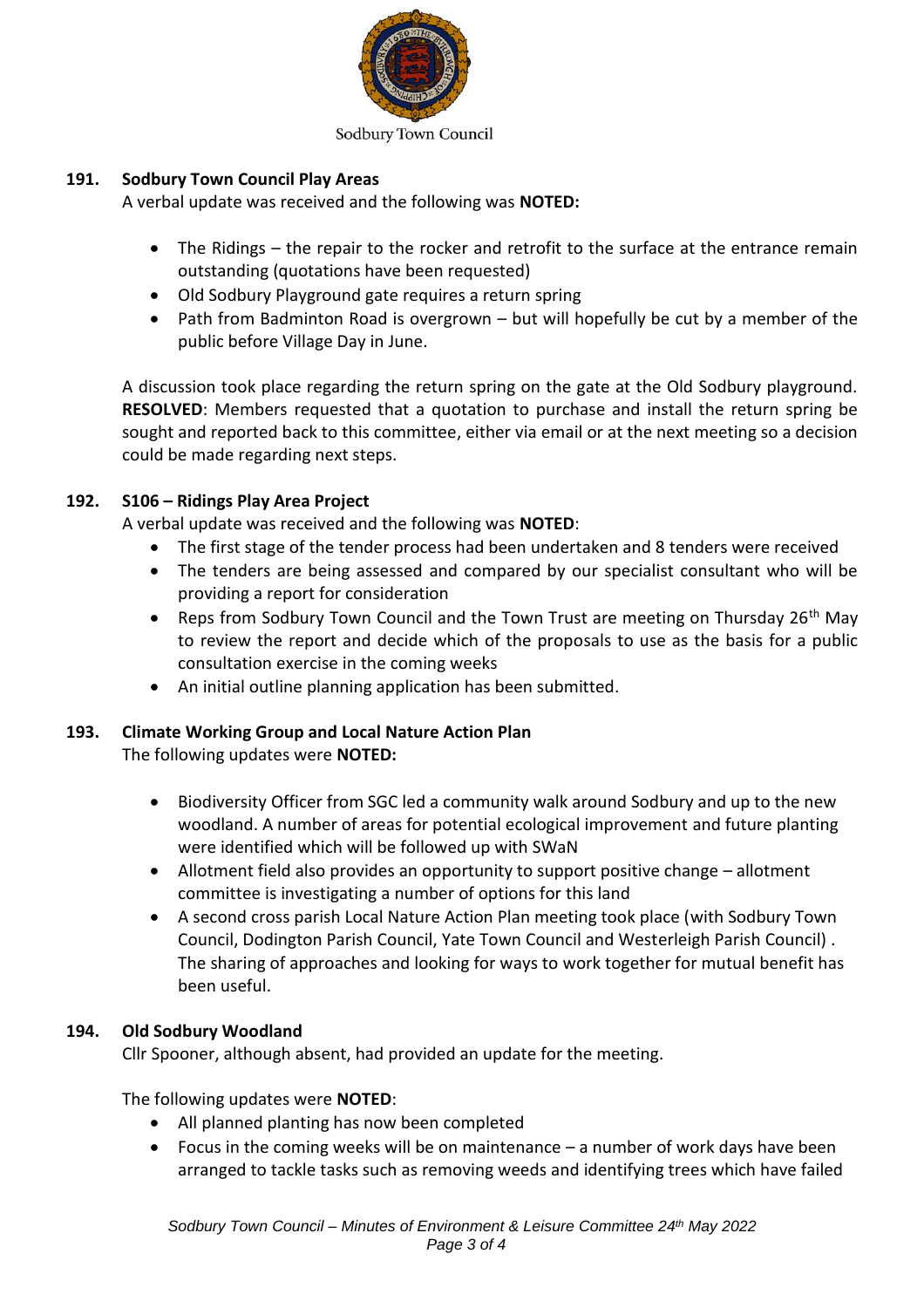Sodbury Town Council

**191. Sodbury Town Council Play Areas**

A verbal update was received and the following was **NOTED:**

- The Ridings – the repair to the rocker and retrofit to the surface at the entrance remain outstanding (quotations have been requested)
- Old Sodbury Playground gate requires a return spring
- Path from Badminton Road is overgrown – but will hopefully be cut by a member of the public before Village Day in June.

A discussion took place regarding the return spring on the gate at the Old Sodbury playground. **RESOLVED**: Members requested that a quotation to purchase and install the return spring be sought and reported back to this committee, either via email or at the next meeting so a decision could be made regarding next steps.

**192. S106 – Ridings Play Area Project**

A verbal update was received and the following was **NOTED**:

- The first stage of the tender process had been undertaken and 8 tenders were received
- The tenders are being assessed and compared by our specialist consultant who will be providing a report for consideration
- Reps from Sodbury Town Council and the Town Trust are meeting on Thursday 26th May to review the report and decide which of the proposals to use as the basis for a public consultation exercise in the coming weeks
- An initial outline planning application has been submitted.

**193. Climate Working Group and Local Nature Action Plan**

The following updates were **NOTED:**

- Biodiversity Officer from SGC led a community walk around Sodbury and up to the new woodland. A number of areas for potential ecological improvement and future planting were identified which will be followed up with SWaN
- Allotment field also provides an opportunity to support positive change – allotment committee is investigating a number of options for this land
- A second cross parish Local Nature Action Plan meeting took place (with Sodbury Town Council, Dodington Parish Council, Yate Town Council and Westerleigh Parish Council) . The sharing of approaches and looking for ways to work together for mutual benefit has been useful.

**194. Old Sodbury Woodland**

Cllr Spooner, although absent, had provided an update for the meeting.

The following updates were **NOTED**:

- All planned planting has now been completed
- Focus in the coming weeks will be on maintenance – a number of work days have been arranged to tackle tasks such as removing weeds and identifying trees which have failed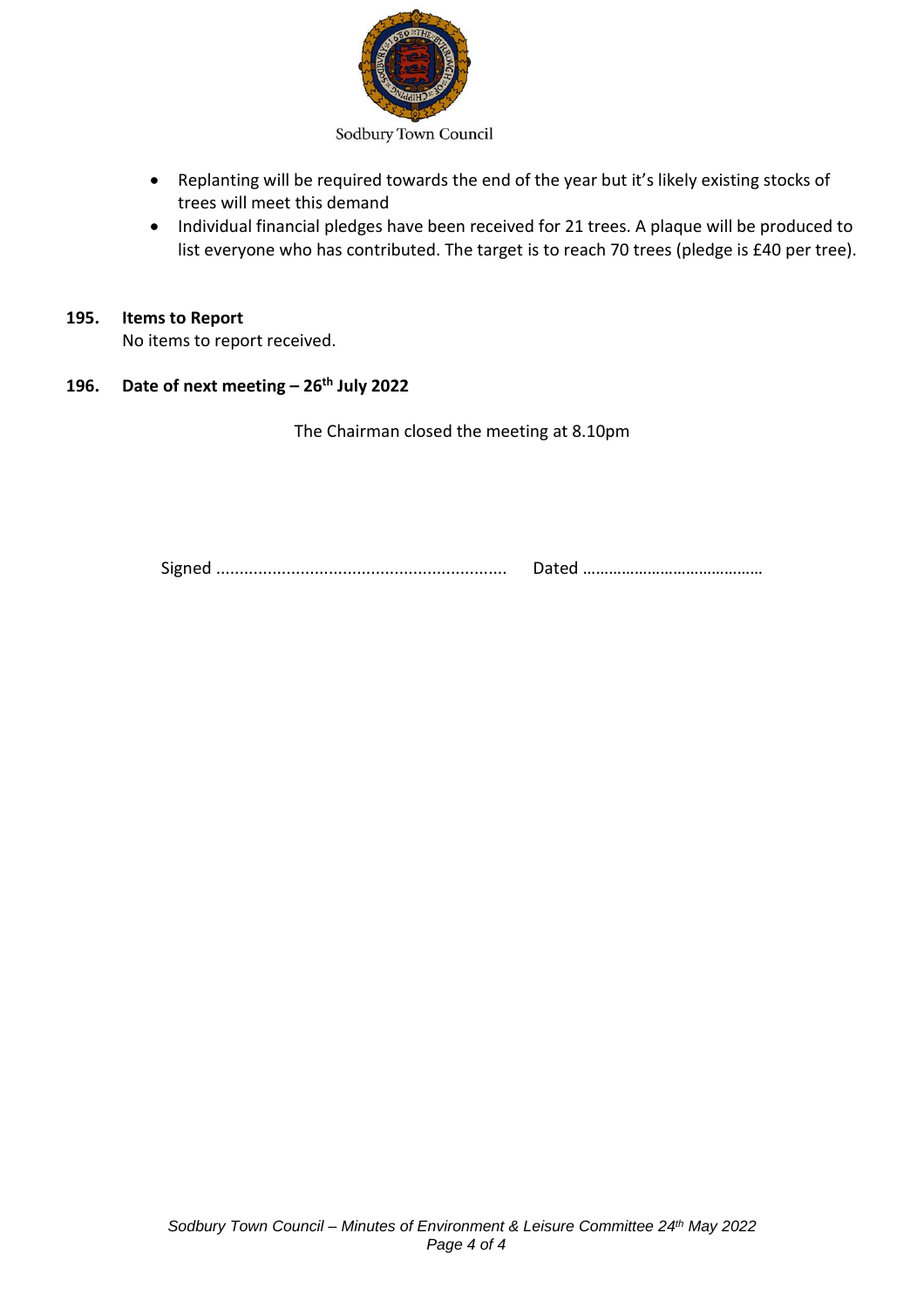- Replanting will be required towards the end of the year but it's likely existing stocks of trees will meet this demand
- Individual financial pledges have been received for 21 trees. A plaque will be produced to list everyone who has contributed. The target is to reach 70 trees (pledge is £40 per tree).

**195. Items to Report**

No items to report received.

**196. Date of next meeting – 26th July 2022**

The Chairman closed the meeting at 8.10pm

Signed ............................................................ Dated ……………………………………